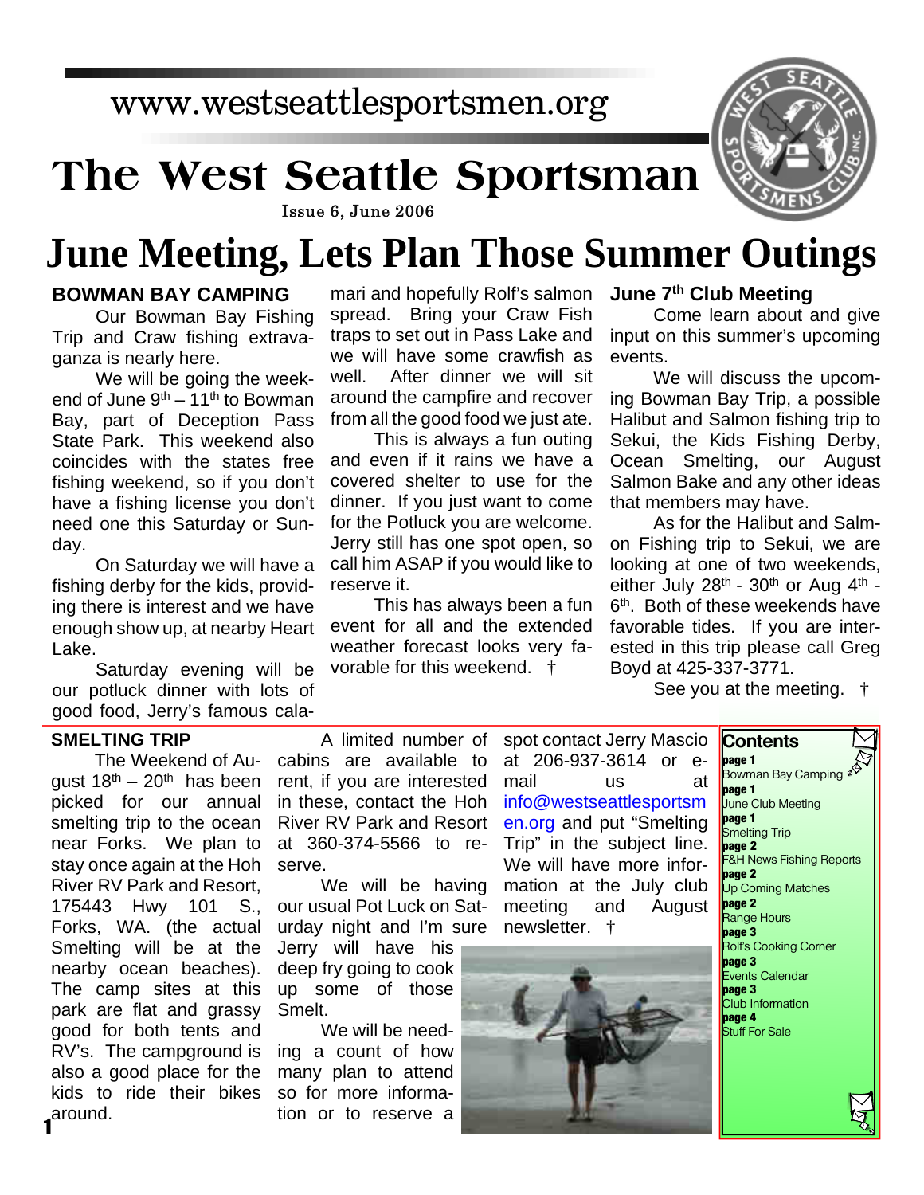www.westseattlesportsmen.org

# The West Seattle Sportsman

Issue 6, June 2006

# June Meeting, Lets Plan Those Summer Outings

### BOWMAN BAY CAMPING

Our Bowman Bay Fishing Trip and Craw fishing extravaganza is nearly here.

We will be going the weekend of June 9th – 11th to Bowman Bay, part of Deception Pass State Park. This weekend also coincides with the states free fishing weekend, so if you don't have a fishing license you don't need one this Saturday or Sunday.

On Saturday we will have a fishing derby for the kids, providing there is interest and we have enough show up, at nearby Heart Lake.

Saturday evening will be our potluck dinner with lots of good food, Jerry's famous calamari and hopefully Rolf's salmon spread. Bring your Craw Fish traps to set out in Pass Lake and we will have some crawfish as well. After dinner we will sit around the campfire and recover from all the good food we just ate.

This is always a fun outing and even if it rains we have a covered shelter to use for the dinner. If you just want to come for the Potluck you are welcome. Jerry still has one spot open, so call him ASAP if you would like to reserve it.

This has always been a fun event for all and the extended weather forecast looks very favorable for this weekend. †

### June 7th Club Meeting

Come learn about and give input on this summer's upcoming events.

We will discuss the upcoming Bowman Bay Trip, a possible Halibut and Salmon fishing trip to Sekui, the Kids Fishing Derby, Ocean Smelting, our August Salmon Bake and any other ideas that members may have.

As for the Halibut and Salmon Fishing trip to Sekui, we are looking at one of two weekends, either July 28th - 30th or Aug 4th - 6th. Both of these weekends have favorable tides. If you are interested in this trip please call Greg Boyd at 425-337-3771.

See you at the meeting. †

### SMELTING TRIP

The Weekend of August 18th – 20th has been picked for our annual smelting trip to the ocean near Forks. We plan to stay once again at the Hoh River RV Park and Resort, 175443 Hwy 101 S., Forks, WA. (the actual Smelting will be at the nearby ocean beaches). The camp sites at this park are flat and grassy good for both tents and RV's. The campground is also a good place for the kids to ride their bikes around.

A limited number of cabins are available to rent, if you are interested in these, contact the Hoh River RV Park and Resort at 360-374-5566 to reserve.

We will be having our usual Pot Luck on Saturday night and I'm sure Jerry will have his deep fry going to cook up some of those Smelt.

We will be needing a count of how many plan to attend so for more information or to reserve a spot contact Jerry Mascio at 206-937-3614 or e-mail us at info@westseattlesportsmen.org and put "Smelting Trip" in the subject line. We will have more information at the July club meeting and August newsletter. †

### Contents

- **page 1** Bowman Bay Camping
- **page 1** June Club Meeting
- **page 1** Smelting Trip
- **page 2** F&H News Fishing Reports
- **page 2** Up Coming Matches
- **page 2** Range Hours
- **page 3** Rolf's Cooking Corner
- **page 3** Events Calendar
- **page 3** Club Information
- **page 4** Stuff For Sale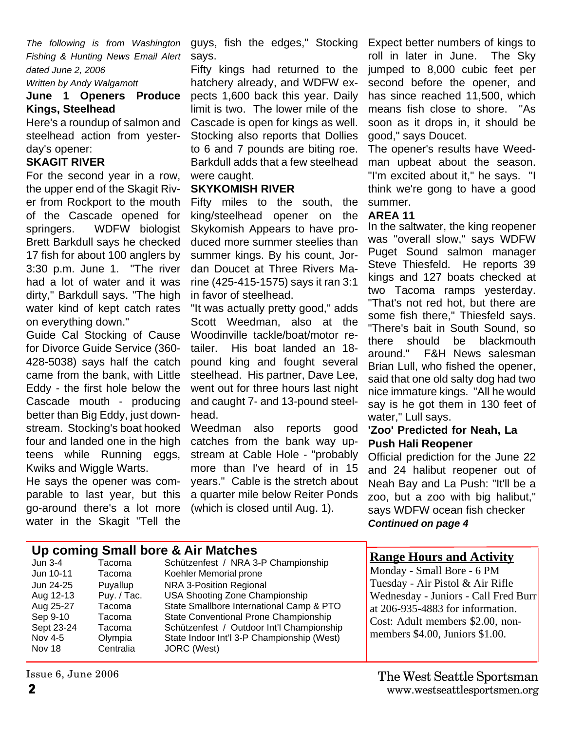*The following is from Washington Fishing & Hunting News Email Alert dated June 2, 2006*

*Written by Andy Walgamott*

**June 1 Openers Produce Kings, Steelhead**

Here's a roundup of salmon and steelhead action from yesterday's opener:

**SKAGIT RIVER**

For the second year in a row, the upper end of the Skagit River from Rockport to the mouth of the Cascade opened for springers. WDFW biologist Brett Barkdull says he checked 17 fish for about 100 anglers by 3:30 p.m. June 1. "The river had a lot of water and it was dirty," Barkdull says. "The high water kind of kept catch rates on everything down."

Guide Cal Stocking of Cause for Divorce Guide Service (360-428-5038) says half the catch came from the bank, with Little Eddy - the first hole below the Cascade mouth - producing better than Big Eddy, just downstream. Stocking's boat hooked four and landed one in the high teens while Running eggs, Kwiks and Wiggle Warts.

He says the opener was comparable to last year, but this go-around there's a lot more water in the Skagit "Tell the guys, fish the edges," Stocking says.

Fifty kings had returned to the hatchery already, and WDFW expects 1,600 back this year. Daily limit is two. The lower mile of the Cascade is open for kings as well. Stocking also reports that Dollies to 6 and 7 pounds are biting roe. Barkdull adds that a few steelhead were caught.

**SKYKOMISH RIVER**

Fifty miles to the south, the king/steelhead opener on the Skykomish Appears to have produced more summer steelies than summer kings. By his count, Jordan Doucet at Three Rivers Marine (425-415-1575) says it ran 3:1 in favor of steelhead.

"It was actually pretty good," adds Scott Weedman, also at the Woodinville tackle/boat/motor retailer. His boat landed an 18-pound king and fought several steelhead. His partner, Dave Lee, went out for three hours last night and caught 7- and 13-pound steelhead.

Weedman also reports good catches from the bank way upstream at Cable Hole - "probably more than I've heard of in 15 years." Cable is the stretch about a quarter mile below Reiter Ponds (which is closed until Aug. 1).

Expect better numbers of kings to roll in later in June. The Sky jumped to 8,000 cubic feet per second before the opener, and has since reached 11,500, which means fish close to shore. "As soon as it drops in, it should be good," says Doucet.

The opener's results have Weedman upbeat about the season. "I'm excited about it," he says. "I think we're gong to have a good summer.

**AREA 11**

In the saltwater, the king reopener was "overall slow," says WDFW Puget Sound salmon manager Steve Thiesfeld. He reports 39 kings and 127 boats checked at two Tacoma ramps yesterday. "That's not red hot, but there are some fish there," Thiesfeld says. "There's bait in South Sound, so there should be blackmouth around." F&H News salesman Brian Lull, who fished the opener, said that one old salty dog had two nice immature kings. "All he would say is he got them in 130 feet of water," Lull says.

**'Zoo' Predicted for Neah, La Push Hali Reopener**

Official prediction for the June 22 and 24 halibut reopener out of Neah Bay and La Push: "It'll be a zoo, but a zoo with big halibut," says WDFW ocean fish checker

***Continued on page 4***

## Up coming Small bore & Air Matches

| Date | Location | Match |
|---|---|---|
| Jun 3-4 | Tacoma | Schützenfest / NRA 3-P Championship |
| Jun 10-11 | Tacoma | Koehler Memorial prone |
| Jun 24-25 | Puyallup | NRA 3-Position Regional |
| Aug 12-13 | Puy. / Tac. | USA Shooting Zone Championship |
| Aug 25-27 | Tacoma | State Smallbore International Camp & PTO |
| Sep 9-10 | Tacoma | State Conventional Prone Championship |
| Sept 23-24 | Tacoma | Schützenfest / Outdoor Int'l Championship |
| Nov 4-5 | Olympia | State Indoor Int'l 3-P Championship (West) |
| Nov 18 | Centralia | JORC (West) |

## Range Hours and Activity

Monday - Small Bore - 6 PM
Tuesday - Air Pistol & Air Rifle
Wednesday - Juniors - Call Fred Burr at 206-935-4883 for information.
Cost: Adult members $2.00, non-members $4.00, Juniors $1.00.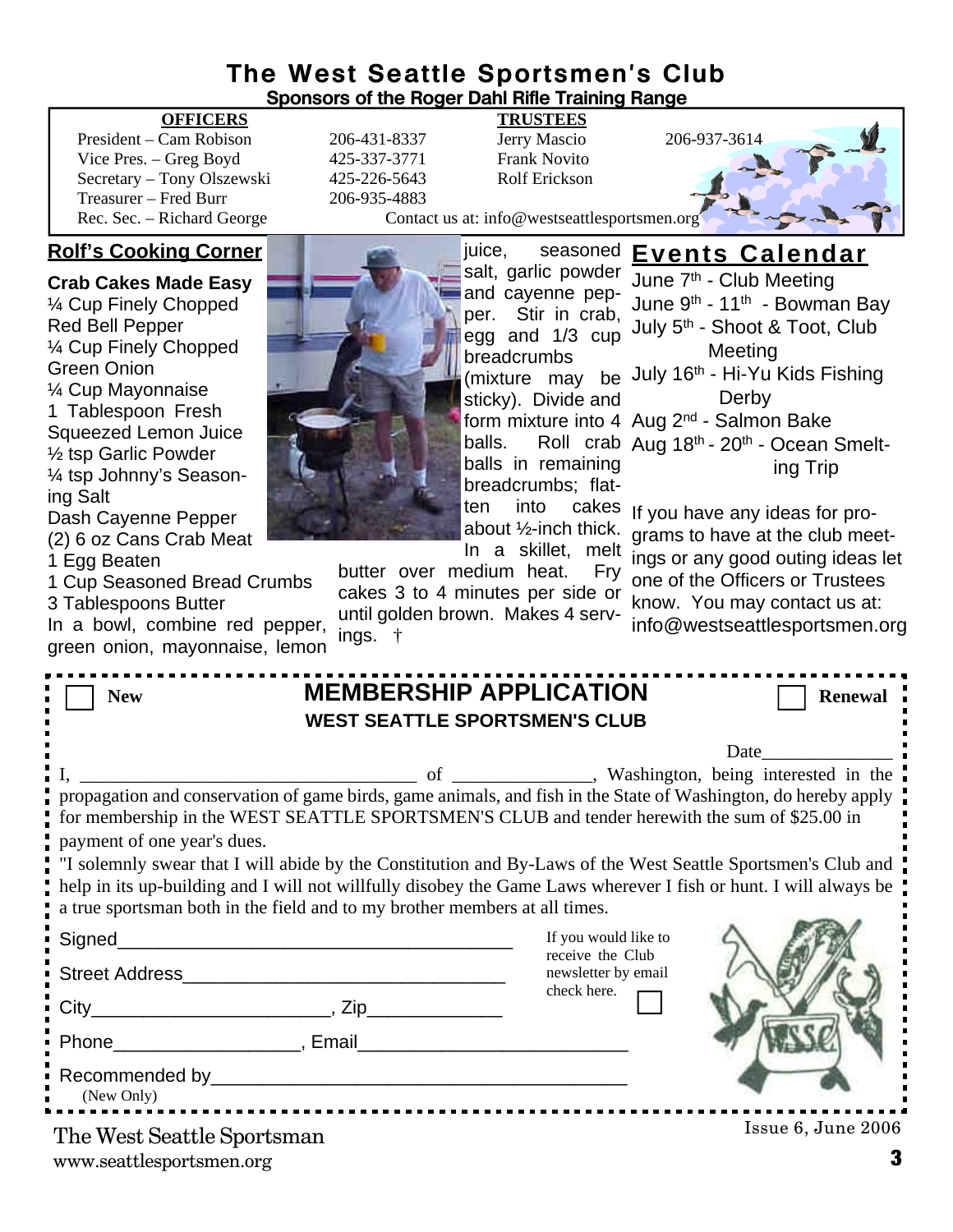# The West Seattle Sportsmen's Club

**Sponsors of the Roger Dahl Rifle Training Range**

| **OFFICERS** | | **TRUSTEES** | |
|---|---|---|---|
| President – Cam Robison | 206-431-8337 | Jerry Mascio | 206-937-3614 |
| Vice Pres. – Greg Boyd | 425-337-3771 | Frank Novito | |
| Secretary – Tony Olszewski | 425-226-5643 | Rolf Erickson | |
| Treasurer – Fred Burr | 206-935-4883 | | |
| Rec. Sec. – Richard George | | | |

Contact us at: info@westseattlesportsmen.org

## Rolf's Cooking Corner

**Crab Cakes Made Easy**

¼ Cup Finely Chopped Red Bell Pepper
¼ Cup Finely Chopped Green Onion
¼ Cup Mayonnaise
1 Tablespoon Fresh Squeezed Lemon Juice
½ tsp Garlic Powder
¼ tsp Johnny's Seasoning Salt
Dash Cayenne Pepper
(2) 6 oz Cans Crab Meat
1 Egg Beaten
1 Cup Seasoned Bread Crumbs
3 Tablespoons Butter

In a bowl, combine red pepper, green onion, mayonnaise, lemon juice, seasoned salt, garlic powder and cayenne pepper. Stir in crab, egg and 1/3 cup breadcrumbs (mixture may be sticky). Divide and form mixture into 4 balls. Roll crab balls in remaining breadcrumbs; flatten into cakes about ½-inch thick. In a skillet, melt butter over medium heat. Fry cakes 3 to 4 minutes per side or until golden brown. Makes 4 servings. †

## Events Calendar

June 7th - Club Meeting
June 9th - 11th - Bowman Bay
July 5th - Shoot & Toot, Club Meeting
July 16th - Hi-Yu Kids Fishing Derby
Aug 2nd - Salmon Bake
Aug 18th - 20th - Ocean Smelting Trip

If you have any ideas for programs to have at the club meetings or any good outing ideas let one of the Officers or Trustees know. You may contact us at: info@westseattlesportsmen.org

---

☐ **New** ☐ **Renewal**

## MEMBERSHIP APPLICATION

**WEST SEATTLE SPORTSMEN'S CLUB**

Date______________

I, ___________________________________ of _______________, Washington, being interested in the propagation and conservation of game birds, game animals, and fish in the State of Washington, do hereby apply for membership in the WEST SEATTLE SPORTSMEN'S CLUB and tender herewith the sum of $25.00 in payment of one year's dues.

"I solemnly swear that I will abide by the Constitution and By-Laws of the West Seattle Sportsmen's Club and help in its up-building and I will not willfully disobey the Game Laws wherever I fish or hunt. I will always be a true sportsman both in the field and to my brother members at all times.

Signed_______________________________________

Street Address________________________________

City_______________________, Zip_____________

Phone__________________, Email__________________________

Recommended by________________________________________
(New Only)

If you would like to receive the Club newsletter by email check here. ☐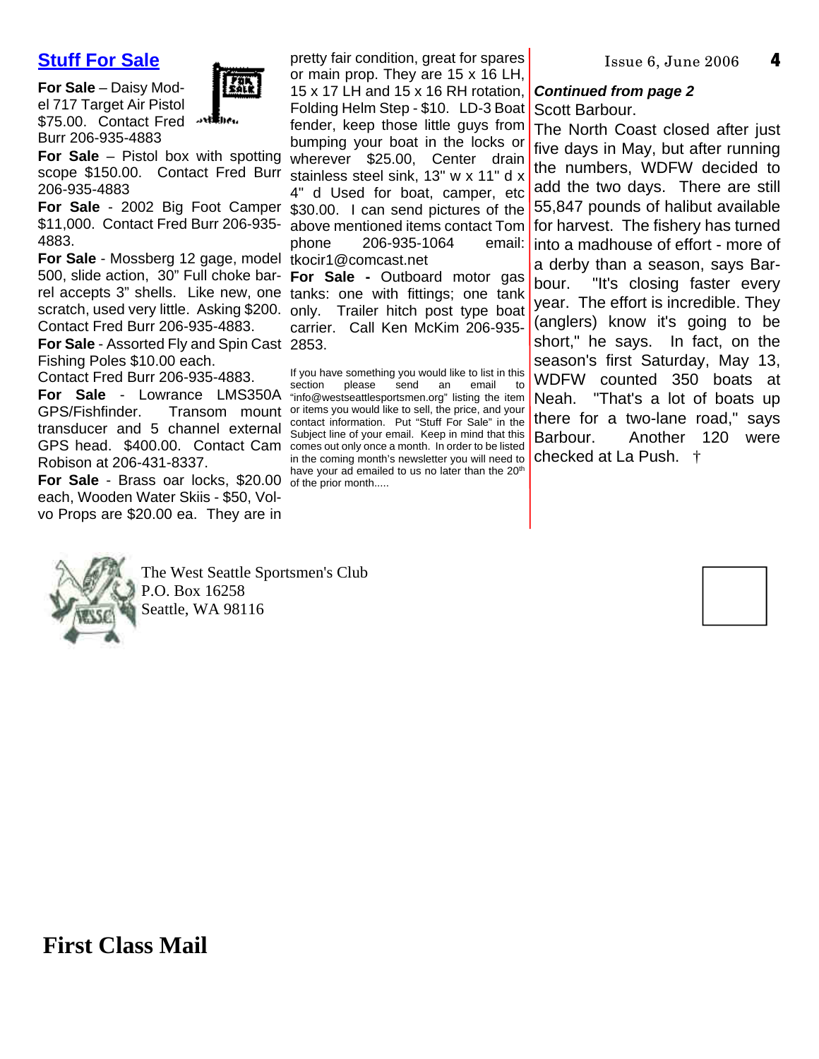## Stuff For Sale

**For Sale** – Daisy Model 717 Target Air Pistol $75.00. Contact Fred Burr 206-935-4883

**For Sale** – Pistol box with spotting scope $150.00. Contact Fred Burr 206-935-4883

**For Sale** - 2002 Big Foot Camper $11,000. Contact Fred Burr 206-935-4883.

**For Sale** - Mossberg 12 gage, model 500, slide action, 30" Full choke barrel accepts 3" shells. Like new, one scratch, used very little. Asking $200. Contact Fred Burr 206-935-4883.

**For Sale** - Assorted Fly and Spin Cast Fishing Poles $10.00 each.
Contact Fred Burr 206-935-4883.

**For Sale** - Lowrance LMS350A GPS/Fishfinder. Transom mount transducer and 5 channel external GPS head. $400.00. Contact Cam Robison at 206-431-8337.

**For Sale** - Brass oar locks, $20.00 each, Wooden Water Skiis - $50, Volvo Props are $20.00 ea. They are in pretty fair condition, great for spares or main prop. They are 15 x 16 LH, 15 x 17 LH and 15 x 16 RH rotation, Folding Helm Step - $10. LD-3 Boat fender, keep those little guys from bumping your boat in the locks or wherever $25.00, Center drain stainless steel sink, 13" w x 11" d x 4" d Used for boat, camper, etc $30.00. I can send pictures of the above mentioned items contact Tom phone 206-935-1064 email: tkocir1@comcast.net

**For Sale** - Outboard motor gas tanks: one with fittings; one tank only. Trailer hitch post type boat carrier. Call Ken McKim 206-935-2853.

If you have something you would like to list in this section please send an email to "info@westseattlesportsmen.org" listing the item or items you would like to sell, the price, and your contact information. Put "Stuff For Sale" in the Subject line of your email. Keep in mind that this comes out only once a month. In order to be listed in the coming month's newsletter you will need to have your ad emailed to us no later than the 20th of the prior month.....

***Continued from page 2***

Scott Barbour.

The North Coast closed after just five days in May, but after running the numbers, WDFW decided to add the two days. There are still 55,847 pounds of halibut available for harvest. The fishery has turned into a madhouse of effort - more of a derby than a season, says Barbour. "It's closing faster every year. The effort is incredible. They (anglers) know it's going to be short," he says. In fact, on the season's first Saturday, May 13, WDFW counted 350 boats at Neah. "That's a lot of boats up there for a two-lane road," says Barbour. Another 120 were checked at La Push. †

The West Seattle Sportsmen's Club
P.O. Box 16258
Seattle, WA 98116

**First Class Mail**